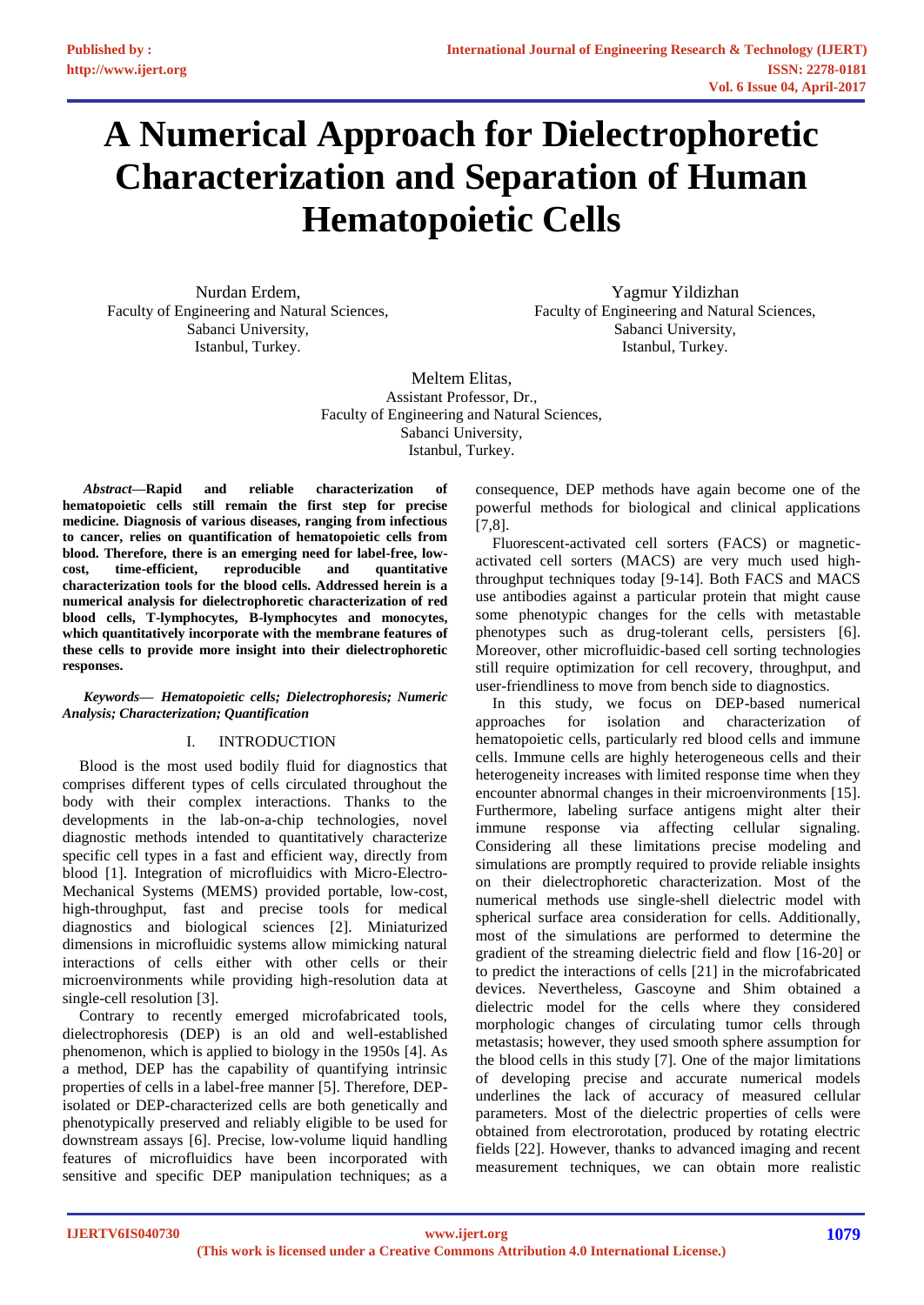# A Numerical Approach for Dielectrophoretic Characterization and Separation of Human Hematopoietic Cells

Nurdan Erdem,
Faculty of Engineering and Natural Sciences,
Sabanci University,
Istanbul, Turkey.

Yagmur Yildizhan
Faculty of Engineering and Natural Sciences,
Sabanci University,
Istanbul, Turkey.

Meltem Elitas,
Assistant Professor, Dr.,
Faculty of Engineering and Natural Sciences,
Sabanci University,
Istanbul, Turkey.

***Abstract*—Rapid and reliable characterization of hematopoietic cells still remain the first step for precise medicine. Diagnosis of various diseases, ranging from infectious to cancer, relies on quantification of hematopoietic cells from blood. Therefore, there is an emerging need for label-free, low-cost, time-efficient, reproducible and quantitative characterization tools for the blood cells. Addressed herein is a numerical analysis for dielectrophoretic characterization of red blood cells, T-lymphocytes, B-lymphocytes and monocytes, which quantitatively incorporate with the membrane features of these cells to provide more insight into their dielectrophoretic responses.**

***Keywords*— *Hematopoietic cells; Dielectrophoresis; Numeric Analysis; Characterization; Quantification***

## I. INTRODUCTION

Blood is the most used bodily fluid for diagnostics that comprises different types of cells circulated throughout the body with their complex interactions. Thanks to the developments in the lab-on-a-chip technologies, novel diagnostic methods intended to quantitatively characterize specific cell types in a fast and efficient way, directly from blood [1]. Integration of microfluidics with Micro-Electro-Mechanical Systems (MEMS) provided portable, low-cost, high-throughput, fast and precise tools for medical diagnostics and biological sciences [2]. Miniaturized dimensions in microfluidic systems allow mimicking natural interactions of cells either with other cells or their microenvironments while providing high-resolution data at single-cell resolution [3].

Contrary to recently emerged microfabricated tools, dielectrophoresis (DEP) is an old and well-established phenomenon, which is applied to biology in the 1950s [4]. As a method, DEP has the capability of quantifying intrinsic properties of cells in a label-free manner [5]. Therefore, DEP-isolated or DEP-characterized cells are both genetically and phenotypically preserved and reliably eligible to be used for downstream assays [6]. Precise, low-volume liquid handling features of microfluidics have been incorporated with sensitive and specific DEP manipulation techniques; as a consequence, DEP methods have again become one of the powerful methods for biological and clinical applications [7,8].

Fluorescent-activated cell sorters (FACS) or magnetic-activated cell sorters (MACS) are very much used high-throughput techniques today [9-14]. Both FACS and MACS use antibodies against a particular protein that might cause some phenotypic changes for the cells with metastable phenotypes such as drug-tolerant cells, persisters [6]. Moreover, other microfluidic-based cell sorting technologies still require optimization for cell recovery, throughput, and user-friendliness to move from bench side to diagnostics.

In this study, we focus on DEP-based numerical approaches for isolation and characterization of hematopoietic cells, particularly red blood cells and immune cells. Immune cells are highly heterogeneous cells and their heterogeneity increases with limited response time when they encounter abnormal changes in their microenvironments [15]. Furthermore, labeling surface antigens might alter their immune response via affecting cellular signaling. Considering all these limitations precise modeling and simulations are promptly required to provide reliable insights on their dielectrophoretic characterization. Most of the numerical methods use single-shell dielectric model with spherical surface area consideration for cells. Additionally, most of the simulations are performed to determine the gradient of the streaming dielectric field and flow [16-20] or to predict the interactions of cells [21] in the microfabricated devices. Nevertheless, Gascoyne and Shim obtained a dielectric model for the cells where they considered morphologic changes of circulating tumor cells through metastasis; however, they used smooth sphere assumption for the blood cells in this study [7]. One of the major limitations of developing precise and accurate numerical models underlines the lack of accuracy of measured cellular parameters. Most of the dielectric properties of cells were obtained from electrorotation, produced by rotating electric fields [22]. However, thanks to advanced imaging and recent measurement techniques, we can obtain more realistic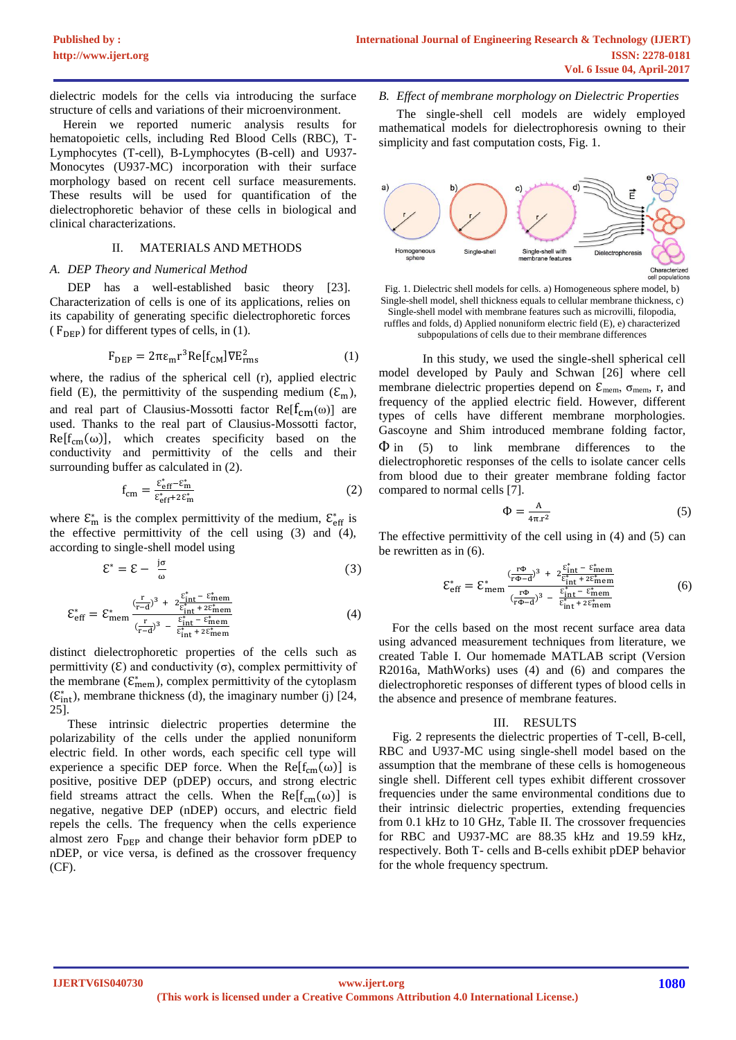dielectric models for the cells via introducing the surface structure of cells and variations of their microenvironment.

Herein we reported numeric analysis results for hematopoietic cells, including Red Blood Cells (RBC), T-Lymphocytes (T-cell), B-Lymphocytes (B-cell) and U937-Monocytes (U937-MC) incorporation with their surface morphology based on recent cell surface measurements. These results will be used for quantification of the dielectrophoretic behavior of these cells in biological and clinical characterizations.

## II. MATERIALS AND METHODS

### A. DEP Theory and Numerical Method

DEP has a well-established basic theory [23]. Characterization of cells is one of its applications, relies on its capability of generating specific dielectrophoretic forces ($F_{DEP}$) for different types of cells, in (1).

$$F_{DEP} = 2\pi\varepsilon_m r^3 \mathrm{Re}[f_{CM}]\nabla E_{rms}^2 \quad (1)$$

where, the radius of the spherical cell (r), applied electric field (E), the permittivity of the suspending medium ($\varepsilon_m$), and real part of Clausius-Mossotti factor $\mathrm{Re}[f_{cm}(\omega)]$ are used. Thanks to the real part of Clausius-Mossotti factor, $\mathrm{Re}[f_{cm}(\omega)]$, which creates specificity based on the conductivity and permittivity of the cells and their surrounding buffer as calculated in (2).

$$f_{cm} = \frac{\varepsilon_{eff}^* - \varepsilon_m^*}{\varepsilon_{eff}^* + 2\varepsilon_m^*} \quad (2)$$

where $\varepsilon_m^*$ is the complex permittivity of the medium, $\varepsilon_{eff}^*$ is the effective permittivity of the cell using (3) and (4), according to single-shell model using

$$\varepsilon^* = \varepsilon - \frac{j\sigma}{\omega} \quad (3)$$

$$\varepsilon_{eff}^* = \varepsilon_{mem}^* \frac{\left(\frac{r}{r-d}\right)^3 + 2\frac{\varepsilon_{int}^* - \varepsilon_{mem}^*}{\varepsilon_{int}^* + 2\varepsilon_{mem}^*}}{\left(\frac{r}{r-d}\right)^3 - \frac{\varepsilon_{int}^* - \varepsilon_{mem}^*}{\varepsilon_{int}^* + 2\varepsilon_{mem}^*}} \quad (4)$$

distinct dielectrophoretic properties of the cells such as permittivity ($\varepsilon$) and conductivity ($\sigma$), complex permittivity of the membrane ($\varepsilon_{mem}^*$), complex permittivity of the cytoplasm ($\varepsilon_{int}^*$), membrane thickness (d), the imaginary number (j) [24, 25].

These intrinsic dielectric properties determine the polarizability of the cells under the applied nonuniform electric field. In other words, each specific cell type will experience a specific DEP force. When the $\mathrm{Re}[f_{cm}(\omega)]$ is positive, positive DEP (pDEP) occurs, and strong electric field streams attract the cells. When the $\mathrm{Re}[f_{cm}(\omega)]$ is negative, negative DEP (nDEP) occurs, and electric field repels the cells. The frequency when the cells experience almost zero $F_{DEP}$ and change their behavior form pDEP to nDEP, or vice versa, is defined as the crossover frequency (CF).

### B. Effect of membrane morphology on Dielectric Properties

The single-shell cell models are widely employed mathematical models for dielectrophoresis owning to their simplicity and fast computation costs, Fig. 1.

Fig. 1. Dielectric shell models for cells. a) Homogeneous sphere model, b) Single-shell model, shell thickness equals to cellular membrane thickness, c) Single-shell model with membrane features such as microvilli, filopodia, ruffles and folds, d) Applied nonuniform electric field (E), e) characterized subpopulations of cells due to their membrane differences

In this study, we used the single-shell spherical cell model developed by Pauly and Schwan [26] where cell membrane dielectric properties depend on $\varepsilon_{mem}$, $\sigma_{mem}$, r, and frequency of the applied electric field. However, different types of cells have different membrane morphologies. Gascoyne and Shim introduced membrane folding factor, $\Phi$ in (5) to link membrane differences to the dielectrophoretic responses of the cells to isolate cancer cells from blood due to their greater membrane folding factor compared to normal cells [7].

$$\Phi = \frac{A}{4\pi r^2} \quad (5)$$

The effective permittivity of the cell using in (4) and (5) can be rewritten as in (6).

$$\varepsilon_{eff}^* = \varepsilon_{mem}^* \frac{\left(\frac{r\Phi}{r\Phi-d}\right)^3 + 2\frac{\varepsilon_{int}^* - \varepsilon_{mem}^*}{\varepsilon_{int}^* + 2\varepsilon_{mem}^*}}{\left(\frac{r\Phi}{r\Phi-d}\right)^3 - \frac{\varepsilon_{int}^* - \varepsilon_{mem}^*}{\varepsilon_{int}^* + 2\varepsilon_{mem}^*}} \quad (6)$$

For the cells based on the most recent surface area data using advanced measurement techniques from literature, we created Table I. Our homemade MATLAB script (Version R2016a, MathWorks) uses (4) and (6) and compares the dielectrophoretic responses of different types of blood cells in the absence and presence of membrane features.

## III. RESULTS

Fig. 2 represents the dielectric properties of T-cell, B-cell, RBC and U937-MC using single-shell model based on the assumption that the membrane of these cells is homogeneous single shell. Different cell types exhibit different crossover frequencies under the same environmental conditions due to their intrinsic dielectric properties, extending frequencies from 0.1 kHz to 10 GHz, Table II. The crossover frequencies for RBC and U937-MC are 88.35 kHz and 19.59 kHz, respectively. Both T- cells and B-cells exhibit pDEP behavior for the whole frequency spectrum.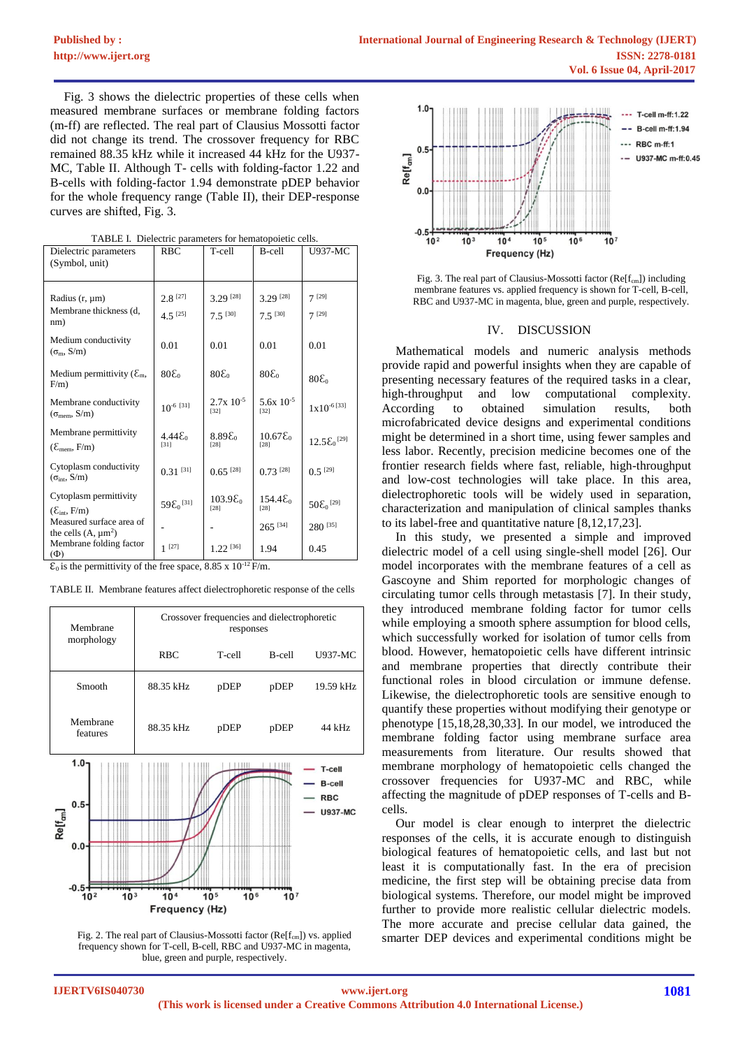Fig. 3 shows the dielectric properties of these cells when measured membrane surfaces or membrane folding factors (m-ff) are reflected. The real part of Clausius Mossotti factor did not change its trend. The crossover frequency for RBC remained 88.35 kHz while it increased 44 kHz for the U937-MC, Table II. Although T- cells with folding-factor 1.22 and B-cells with folding-factor 1.94 demonstrate pDEP behavior for the whole frequency range (Table II), their DEP-response curves are shifted, Fig. 3.

TABLE I. Dielectric parameters for hematopoietic cells.

| Dielectric parameters (Symbol, unit) | RBC | T-cell | B-cell | U937-MC |
|---|---|---|---|---|
| Radius (r, µm) | 2.8 [27] | 3.29 [28] | 3.29 [28] | 7 [29] |
| Membrane thickness (d, nm) | 4.5 [25] | 7.5 [30] | 7.5 [30] | 7 [29] |
| Medium conductivity ($\sigma_m$, S/m) | 0.01 | 0.01 | 0.01 | 0.01 |
| Medium permittivity ($\varepsilon_m$, F/m) | $80\varepsilon_0$ | $80\varepsilon_0$ | $80\varepsilon_0$ | $80\varepsilon_0$ |
| Membrane conductivity ($\sigma_{mem}$, S/m) | $10^{-6}$ [31] | $2.7\text{x}\,10^{-5}$ [32] | $5.6\text{x}\,10^{-5}$ [32] | $1\text{x}10^{-6}$ [33] |
| Membrane permittivity ($\varepsilon_{mem}$, F/m) | $4.44\varepsilon_0$ [31] | $8.89\varepsilon_0$ [28] | $10.67\varepsilon_0$ [28] | $12.5\varepsilon_0$ [29] |
| Cytoplasm conductivity ($\sigma_{int}$, S/m) | 0.31 [31] | 0.65 [28] | 0.73 [28] | 0.5 [29] |
| Cytoplasm permittivity ($\varepsilon_{int}$, F/m) | $59\varepsilon_0$ [31] | $103.9\varepsilon_0$ [28] | $154.4\varepsilon_0$ [28] | $50\varepsilon_0$ [29] |
| Measured surface area of the cells (A, µm$^2$) | - | - | 265 [34] | 280 [35] |
| Membrane folding factor ($\Phi$) | 1 [27] | 1.22 [36] | 1.94 | 0.45 |

$\varepsilon_0$ is the permittivity of the free space, 8.85 x $10^{-12}$ F/m.

TABLE II. Membrane features affect dielectrophoretic response of the cells

| Membrane morphology | Crossover frequencies and dielectrophoretic responses | | | |
|---|---|---|---|---|
| | RBC | T-cell | B-cell | U937-MC |
| Smooth | 88.35 kHz | pDEP | pDEP | 19.59 kHz |
| Membrane features | 88.35 kHz | pDEP | pDEP | 44 kHz |

Fig. 2. The real part of Clausius-Mossotti factor (Re[$f_{cm}$]) vs. applied frequency shown for T-cell, B-cell, RBC and U937-MC in magenta, blue, green and purple, respectively.

Fig. 3. The real part of Clausius-Mossotti factor (Re[$f_{cm}$]) including membrane features vs. applied frequency is shown for T-cell, B-cell, RBC and U937-MC in magenta, blue, green and purple, respectively.

## IV. DISCUSSION

Mathematical models and numeric analysis methods provide rapid and powerful insights when they are capable of presenting necessary features of the required tasks in a clear, high-throughput and low computational complexity. According to obtained simulation results, both microfabricated device designs and experimental conditions might be determined in a short time, using fewer samples and less labor. Recently, precision medicine becomes one of the frontier research fields where fast, reliable, high-throughput and low-cost technologies will take place. In this area, dielectrophoretic tools will be widely used in separation, characterization and manipulation of clinical samples thanks to its label-free and quantitative nature [8,12,17,23].

In this study, we presented a simple and improved dielectric model of a cell using single-shell model [26]. Our model incorporates with the membrane features of a cell as Gascoyne and Shim reported for morphologic changes of circulating tumor cells through metastasis [7]. In their study, they introduced membrane folding factor for tumor cells while employing a smooth sphere assumption for blood cells, which successfully worked for isolation of tumor cells from blood. However, hematopoietic cells have different intrinsic and membrane properties that directly contribute their functional roles in blood circulation or immune defense. Likewise, the dielectrophoretic tools are sensitive enough to quantify these properties without modifying their genotype or phenotype [15,18,28,30,33]. In our model, we introduced the membrane folding factor using membrane surface area measurements from literature. Our results showed that membrane morphology of hematopoietic cells changed the crossover frequencies for U937-MC and RBC, while affecting the magnitude of pDEP responses of T-cells and B-cells.

Our model is clear enough to interpret the dielectric responses of the cells, it is accurate enough to distinguish biological features of hematopoietic cells, and last but not least it is computationally fast. In the era of precision medicine, the first step will be obtaining precise data from biological systems. Therefore, our model might be improved further to provide more realistic cellular dielectric models. The more accurate and precise cellular data gained, the smarter DEP devices and experimental conditions might be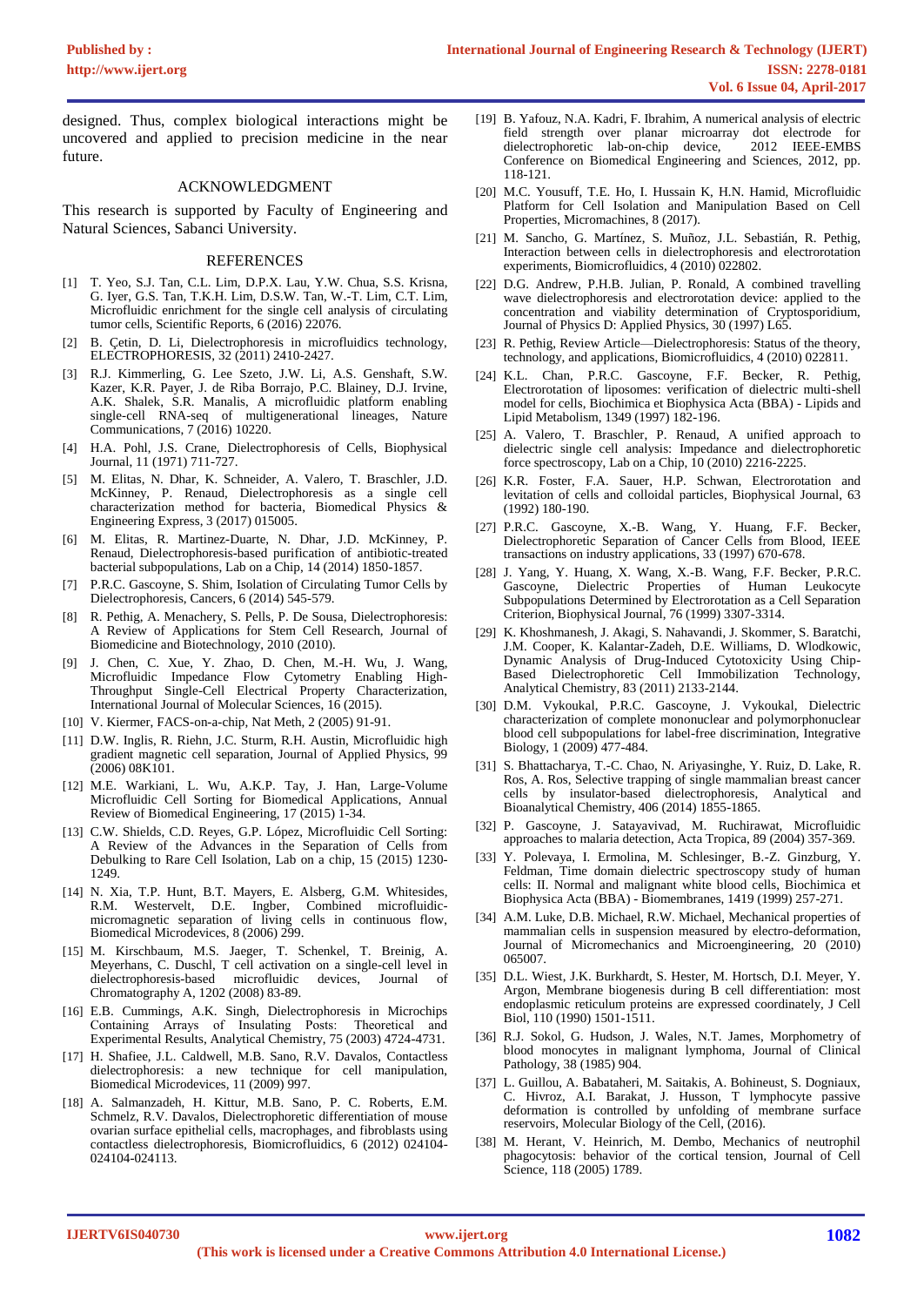designed. Thus, complex biological interactions might be uncovered and applied to precision medicine in the near future.

## ACKNOWLEDGMENT

This research is supported by Faculty of Engineering and Natural Sciences, Sabanci University.

## REFERENCES

[1] T. Yeo, S.J. Tan, C.L. Lim, D.P.X. Lau, Y.W. Chua, S.S. Krisna, G. Iyer, G.S. Tan, T.K.H. Lim, D.S.W. Tan, W.-T. Lim, C.T. Lim, Microfluidic enrichment for the single cell analysis of circulating tumor cells, Scientific Reports, 6 (2016) 22076.

[2] B. Çetin, D. Li, Dielectrophoresis in microfluidics technology, ELECTROPHORESIS, 32 (2011) 2410-2427.

[3] R.J. Kimmerling, G. Lee Szeto, J.W. Li, A.S. Genshaft, S.W. Kazer, K.R. Payer, J. de Riba Borrajo, P.C. Blainey, D.J. Irvine, A.K. Shalek, S.R. Manalis, A microfluidic platform enabling single-cell RNA-seq of multigenerational lineages, Nature Communications, 7 (2016) 10220.

[4] H.A. Pohl, J.S. Crane, Dielectrophoresis of Cells, Biophysical Journal, 11 (1971) 711-727.

[5] M. Elitas, N. Dhar, K. Schneider, A. Valero, T. Braschler, J.D. McKinney, P. Renaud, Dielectrophoresis as a single cell characterization method for bacteria, Biomedical Physics & Engineering Express, 3 (2017) 015005.

[6] M. Elitas, R. Martinez-Duarte, N. Dhar, J.D. McKinney, P. Renaud, Dielectrophoresis-based purification of antibiotic-treated bacterial subpopulations, Lab on a Chip, 14 (2014) 1850-1857.

[7] P.R.C. Gascoyne, S. Shim, Isolation of Circulating Tumor Cells by Dielectrophoresis, Cancers, 6 (2014) 545-579.

[8] R. Pethig, A. Menachery, S. Pells, P. De Sousa, Dielectrophoresis: A Review of Applications for Stem Cell Research, Journal of Biomedicine and Biotechnology, 2010 (2010).

[9] J. Chen, C. Xue, Y. Zhao, D. Chen, M.-H. Wu, J. Wang, Microfluidic Impedance Flow Cytometry Enabling High-Throughput Single-Cell Electrical Property Characterization, International Journal of Molecular Sciences, 16 (2015).

[10] V. Kiermer, FACS-on-a-chip, Nat Meth, 2 (2005) 91-91.

[11] D.W. Inglis, R. Riehn, J.C. Sturm, R.H. Austin, Microfluidic high gradient magnetic cell separation, Journal of Applied Physics, 99 (2006) 08K101.

[12] M.E. Warkiani, L. Wu, A.K.P. Tay, J. Han, Large-Volume Microfluidic Cell Sorting for Biomedical Applications, Annual Review of Biomedical Engineering, 17 (2015) 1-34.

[13] C.W. Shields, C.D. Reyes, G.P. López, Microfluidic Cell Sorting: A Review of the Advances in the Separation of Cells from Debulking to Rare Cell Isolation, Lab on a chip, 15 (2015) 1230-1249.

[14] N. Xia, T.P. Hunt, B.T. Mayers, E. Alsberg, G.M. Whitesides, R.M. Westervelt, D.E. Ingber, Combined microfluidic-micromagnetic separation of living cells in continuous flow, Biomedical Microdevices, 8 (2006) 299.

[15] M. Kirschbaum, M.S. Jaeger, T. Schenkel, T. Breinig, A. Meyerhans, C. Duschl, T cell activation on a single-cell level in dielectrophoresis-based microfluidic devices, Journal of Chromatography A, 1202 (2008) 83-89.

[16] E.B. Cummings, A.K. Singh, Dielectrophoresis in Microchips Containing Arrays of Insulating Posts: Theoretical and Experimental Results, Analytical Chemistry, 75 (2003) 4724-4731.

[17] H. Shafiee, J.L. Caldwell, M.B. Sano, R.V. Davalos, Contactless dielectrophoresis: a new technique for cell manipulation, Biomedical Microdevices, 11 (2009) 997.

[18] A. Salmanzadeh, H. Kittur, M.B. Sano, P. C. Roberts, E.M. Schmelz, R.V. Davalos, Dielectrophoretic differentiation of mouse ovarian surface epithelial cells, macrophages, and fibroblasts using contactless dielectrophoresis, Biomicrofluidics, 6 (2012) 024104-024104-024113.

[19] B. Yafouz, N.A. Kadri, F. Ibrahim, A numerical analysis of electric field strength over planar microarray dot electrode for dielectrophoretic lab-on-chip device, 2012 IEEE-EMBS Conference on Biomedical Engineering and Sciences, 2012, pp. 118-121.

[20] M.C. Yousuff, T.E. Ho, I. Hussain K, H.N. Hamid, Microfluidic Platform for Cell Isolation and Manipulation Based on Cell Properties, Micromachines, 8 (2017).

[21] M. Sancho, G. Martínez, S. Muñoz, J.L. Sebastián, R. Pethig, Interaction between cells in dielectrophoresis and electrorotation experiments, Biomicrofluidics, 4 (2010) 022802.

[22] D.G. Andrew, P.H.B. Julian, P. Ronald, A combined travelling wave dielectrophoresis and electrorotation device: applied to the concentration and viability determination of Cryptosporidium, Journal of Physics D: Applied Physics, 30 (1997) L65.

[23] R. Pethig, Review Article—Dielectrophoresis: Status of the theory, technology, and applications, Biomicrofluidics, 4 (2010) 022811.

[24] K.L. Chan, P.R.C. Gascoyne, F.F. Becker, R. Pethig, Electrorotation of liposomes: verification of dielectric multi-shell model for cells, Biochimica et Biophysica Acta (BBA) - Lipids and Lipid Metabolism, 1349 (1997) 182-196.

[25] A. Valero, T. Braschler, P. Renaud, A unified approach to dielectric single cell analysis: Impedance and dielectrophoretic force spectroscopy, Lab on a Chip, 10 (2010) 2216-2225.

[26] K.R. Foster, F.A. Sauer, H.P. Schwan, Electrorotation and levitation of cells and colloidal particles, Biophysical Journal, 63 (1992) 180-190.

[27] P.R.C. Gascoyne, X.-B. Wang, Y. Huang, F.F. Becker, Dielectrophoretic Separation of Cancer Cells from Blood, IEEE transactions on industry applications, 33 (1997) 670-678.

[28] J. Yang, Y. Huang, X. Wang, X.-B. Wang, F.F. Becker, P.R.C. Gascoyne, Dielectric Properties of Human Leukocyte Subpopulations Determined by Electrorotation as a Cell Separation Criterion, Biophysical Journal, 76 (1999) 3307-3314.

[29] K. Khoshmanesh, J. Akagi, S. Nahavandi, J. Skommer, S. Baratchi, J.M. Cooper, K. Kalantar-Zadeh, D.E. Williams, D. Wlodkowic, Dynamic Analysis of Drug-Induced Cytotoxicity Using Chip-Based Dielectrophoretic Cell Immobilization Technology, Analytical Chemistry, 83 (2011) 2133-2144.

[30] D.M. Vykoukal, P.R.C. Gascoyne, J. Vykoukal, Dielectric characterization of complete mononuclear and polymorphonuclear blood cell subpopulations for label-free discrimination, Integrative Biology, 1 (2009) 477-484.

[31] S. Bhattacharya, T.-C. Chao, N. Ariyasinghe, Y. Ruiz, D. Lake, R. Ros, A. Ros, Selective trapping of single mammalian breast cancer cells by insulator-based dielectrophoresis, Analytical and Bioanalytical Chemistry, 406 (2014) 1855-1865.

[32] P. Gascoyne, J. Satayavivad, M. Ruchirawat, Microfluidic approaches to malaria detection, Acta Tropica, 89 (2004) 357-369.

[33] Y. Polevaya, I. Ermolina, M. Schlesinger, B.-Z. Ginzburg, Y. Feldman, Time domain dielectric spectroscopy study of human cells: II. Normal and malignant white blood cells, Biochimica et Biophysica Acta (BBA) - Biomembranes, 1419 (1999) 257-271.

[34] A.M. Luke, D.B. Michael, R.W. Michael, Mechanical properties of mammalian cells in suspension measured by electro-deformation, Journal of Micromechanics and Microengineering, 20 (2010) 065007.

[35] D.L. Wiest, J.K. Burkhardt, S. Hester, M. Hortsch, D.I. Meyer, Y. Argon, Membrane biogenesis during B cell differentiation: most endoplasmic reticulum proteins are expressed coordinately, J Cell Biol, 110 (1990) 1501-1511.

[36] R.J. Sokol, G. Hudson, J. Wales, N.T. James, Morphometry of blood monocytes in malignant lymphoma, Journal of Clinical Pathology, 38 (1985) 904.

[37] L. Guillou, A. Babataheri, M. Saitakis, A. Bohineust, S. Dogniaux, C. Hivroz, A.I. Barakat, J. Husson, T lymphocyte passive deformation is controlled by unfolding of membrane surface reservoirs, Molecular Biology of the Cell, (2016).

[38] M. Herant, V. Heinrich, M. Dembo, Mechanics of neutrophil phagocytosis: behavior of the cortical tension, Journal of Cell Science, 118 (2005) 1789.